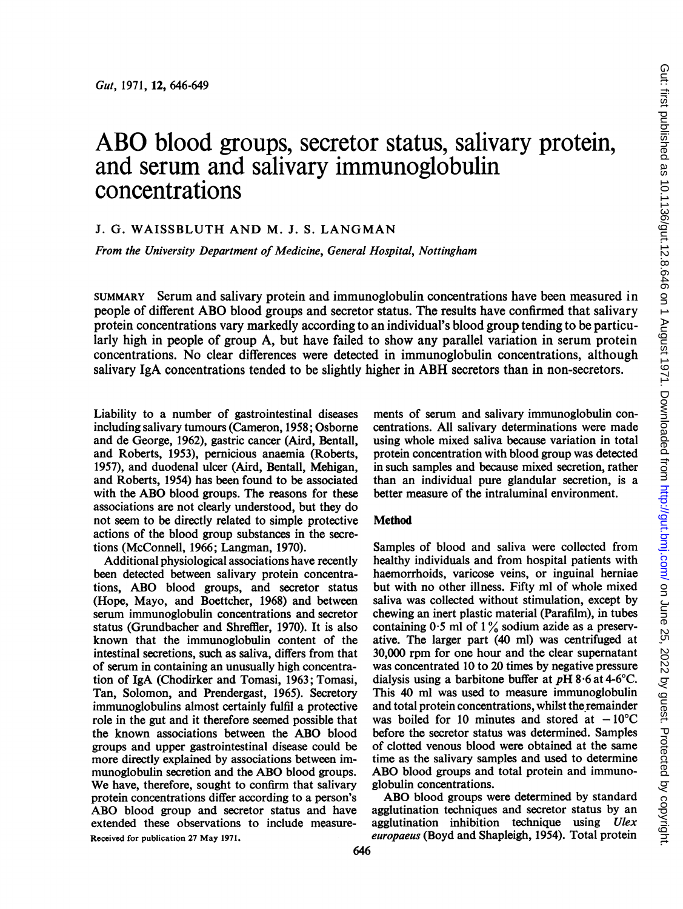# ABO blood groups, secretor status, salivary protein, and serum and salivary immunoglobulin concentrations

J. G. WAISSBLUTH AND M. J. S. LANGMAN

*From the University Department of Medicine, General Hospital, Nottingham*

SUMMARY Serum and salivary protein and immunoglobulin concentrations have been measured in people of different ABO blood groups and secretor status. The results have confirmed that salivary protein concentrations vary markedly according to an individual's blood group tending to be particularly high in people of group A, but have failed to show any parallel variation in serum protein concentrations. No clear differences were detected in immunoglobulin concentrations, although salivary IgA concentrations tended to be slightly higher in ABH secretors than in non-secretors.

Liability to a number of gastrointestinal diseases including salivary tumours (Cameron, 1958; Osborne and de George, 1962), gastric cancer (Aird, Bentall, and Roberts, 1953), pernicious anaemia (Roberts, 1957), and duodenal ulcer (Aird, Bentall, Mehigan, and Roberts, 1954) has been found to be associated with the ABO blood groups. The reasons for these associations are not clearly understood, but they do not seem to be directly related to simple protective actions of the blood group substances in the secretions (McConnell, 1966; Langman, 1970).

Additional physiological associations have recently been detected between salivary protein concentrations, ABO blood groups, and secretor status (Hope, Mayo, and Boettcher, 1968) and between serum immunoglobulin concentrations and secretor status (Grundbacher and Shreffler, 1970). It is also known that the immunoglobulin content of the intestinal secretions, such as saliva, differs from that of serum in containing an unusually high concentration of IgA (Chodirker and Tomasi, 1963; Tomasi, Tan, Solomon, and Prendergast, 1965). Secretory immunoglobulins almost certainly fulfil a protective role in the gut and it therefore seemed possible that the known associations between the ABO blood groups and upper gastrointestinal disease could be more directly explained by associations between immunoglobulin secretion and the ABO blood groups. We have, therefore, sought to confirm that salivary protein concentrations differ according to a person's ABO blood group and secretor status and have extended these observations to include measurements of serum and salivary immunoglobulin concentrations. All salivary determinations were made using whole mixed saliva because variation in total protein concentration with blood group was detected in such samples and because mixed secretion, rather than an individual pure glandular secretion, is a better measure of the intraluminal environment.

Received for publication 27 May 1971.

## Method

Samples of blood and saliva were collected from healthy individuals and from hospital patients with haemorrhoids, varicose veins, or inguinal herniae but with no other illness. Fifty ml of whole mixed saliva was collected without stimulation, except by chewing an inert plastic material (Parafilm), in tubes containing 0·5 ml of 1% sodium azide as a preservative. The larger part (40 ml) was centrifuged at 30,000 rpm for one hour and the clear supernatant was concentrated 10 to 20 times by negative pressure dialysis using a barbitone buffer at pH 8·6 at 4-6°C. This 40 ml was used to measure immunoglobulin and total protein concentrations, whilst the remainder was boiled for 10 minutes and stored at −10°C before the secretor status was determined. Samples of clotted venous blood were obtained at the same time as the salivary samples and used to determine ABO blood groups and total protein and immunoglobulin concentrations.

ABO blood groups were determined by standard agglutination techniques and secretor status by an agglutination inhibition technique using *Ulex europaeus* (Boyd and Shapleigh, 1954). Total protein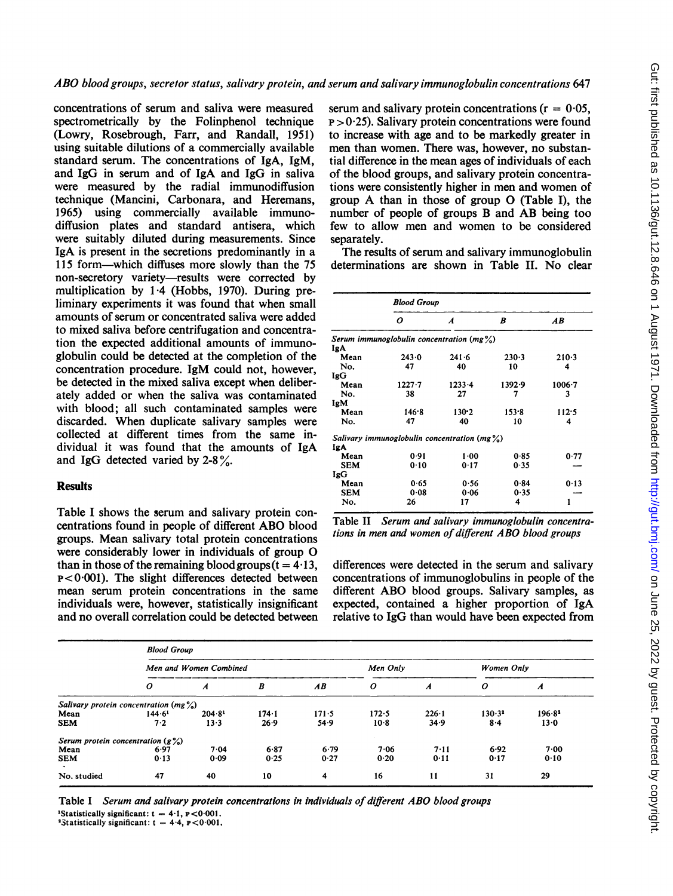concentrations of serum and saliva were measured spectrometrically by the Folinphenol technique (Lowry, Rosebrough, Farr, and Randall, 1951) using suitable dilutions of a commercially available standard serum. The concentrations of IgA, IgM, and IgG in serum and of IgA and IgG in saliva were measured by the radial immunodiffusion technique (Mancini, Carbonara, and Heremans, 1965) using commercially available immunodiffusion plates and standard antisera, which were suitably diluted during measurements. Since IgA is present in the secretions predominantly in a 11S form—which diffuses more slowly than the 7S non-secretory variety—results were corrected by multiplication by 1·4 (Hobbs, 1970). During preliminary experiments it was found that when small amounts of serum or concentrated saliva were added to mixed saliva before centrifugation and concentration the expected additional amounts of immunoglobulin could be detected at the completion of the concentration procedure. IgM could not, however, be detected in the mixed saliva except when deliberately added or when the saliva was contaminated with blood; all such contaminated samples were discarded. When duplicate salivary samples were collected at different times from the same individual it was found that the amounts of IgA and IgG detected varied by 2-8%.

## Results

Table I shows the serum and salivary protein concentrations found in people of different ABO blood groups. Mean salivary total protein concentrations were considerably lower in individuals of group O than in those of the remaining blood groups ($t = 4{\cdot}13$, $P < 0{\cdot}001$). The slight differences detected between mean serum protein concentrations in the same individuals were, however, statistically insignificant and no overall correlation could be detected between serum and salivary protein concentrations ($r = 0{\cdot}05$, $P > 0{\cdot}25$). Salivary protein concentrations were found to increase with age and to be markedly greater in men than women. There was, however, no substantial difference in the mean ages of individuals of each of the blood groups, and salivary protein concentrations were consistently higher in men and women of group A than in those of group O (Table I), the number of people of groups B and AB being too few to allow men and women to be considered separately.

The results of serum and salivary immunoglobulin determinations are shown in Table II. No clear differences were detected in the serum and salivary concentrations of immunoglobulins in people of the different ABO blood groups. Salivary samples, as expected, contained a higher proportion of IgA relative to IgG than would have been expected from

| | Blood Group | | | |
|---|---|---|---|---|
| | O | A | B | AB |
| *Serum immunoglobulin concentration (mg %)* | | | | |
| IgA | | | | |
| Mean | 243·0 | 241·6 | 230·3 | 210·3 |
| No. | 47 | 40 | 10 | 4 |
| IgG | | | | |
| Mean | 1227·7 | 1233·4 | 1392·9 | 1006·7 |
| No. | 38 | 27 | 7 | 3 |
| IgM | | | | |
| Mean | 146·8 | 130·2 | 153·8 | 112·5 |
| No. | 47 | 40 | 10 | 4 |
| *Salivary immunoglobulin concentration (mg %)* | | | | |
| IgA | | | | |
| Mean | 0·91 | 1·00 | 0·85 | 0·77 |
| SEM | 0·10 | 0·17 | 0·35 | — |
| IgG | | | | |
| Mean | 0·65 | 0·56 | 0·84 | 0·13 |
| SEM | 0·08 | 0·06 | 0·35 | — |
| No. | 26 | 17 | 4 | 1 |

Table II *Serum and salivary immunoglobulin concentrations in men and women of different ABO blood groups*

| | Blood Group | | | | | | | |
|---|---|---|---|---|---|---|---|---|
| | Men and Women Combined | | | | Men Only | | Women Only | |
| | O | A | B | AB | O | A | O | A |
| *Salivary protein concentration (mg %)* | | | | | | | | |
| Mean | 144·6[1] | 204·8[1] | 174·1 | 171·5 | 172·5 | 226·1 | 130·3[2] | 196·8[2] |
| SEM | 7·2 | 13·3 | 26·9 | 54·9 | 10·8 | 34·9 | 8·4 | 13·0 |
| *Serum protein concentration (g %)* | | | | | | | | |
| Mean | 6·97 | 7·04 | 6·87 | 6·79 | 7·06 | 7·11 | 6·92 | 7·00 |
| SEM | 0·13 | 0·09 | 0·25 | 0·27 | 0·20 | 0·11 | 0·17 | 0·10 |
| No. studied | 47 | 40 | 10 | 4 | 16 | 11 | 31 | 29 |

Table I *Serum and salivary protein concentrations in individuals of different ABO blood groups*

[1]Statistically significant: $t = 4{\cdot}1$, $P < 0{\cdot}001$.
[2]Statistically significant: $t = 4{\cdot}4$, $P < 0{\cdot}001$.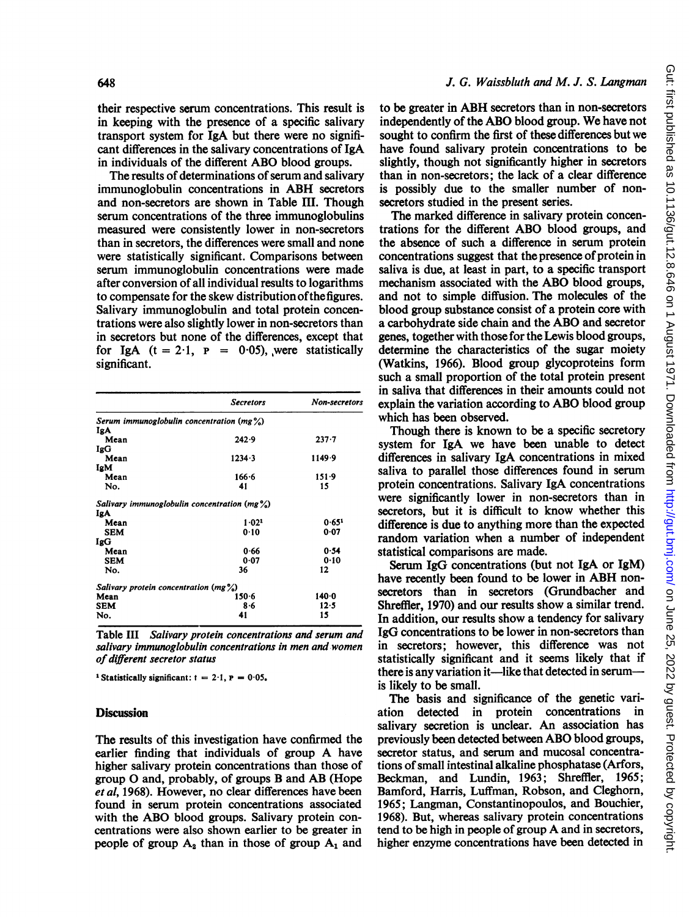their respective serum concentrations. This result is in keeping with the presence of a specific salivary transport system for IgA but there were no significant differences in the salivary concentrations of IgA in individuals of the different ABO blood groups.

The results of determinations of serum and salivary immunoglobulin concentrations in ABH secretors and non-secretors are shown in Table III. Though serum concentrations of the three immunoglobulins measured were consistently lower in non-secretors than in secretors, the differences were small and none were statistically significant. Comparisons between serum immunoglobulin concentrations were made after conversion of all individual results to logarithms to compensate for the skew distribution of the figures. Salivary immunoglobulin and total protein concentrations were also slightly lower in non-secretors than in secretors but none of the differences, except that for IgA ($t = 2 \cdot 1$, $P = 0 \cdot 05$), were statistically significant.

| | *Secretors* | *Non-secretors* |
|---|---|---|
| *Serum immunoglobulin concentration (mg %)* | | |
| IgA | | |
| Mean | 242·9 | 237·7 |
| IgG | | |
| Mean | 1234·3 | 1149·9 |
| IgM | | |
| Mean | 166·6 | 151·9 |
| No. | 41 | 15 |
| *Salivary immunoglobulin concentration (mg %)* | | |
| IgA | | |
| Mean | 1·02[1] | 0·65[1] |
| SEM | 0·10 | 0·07 |
| IgG | | |
| Mean | 0·66 | 0·54 |
| SEM | 0·07 | 0·10 |
| No. | 36 | 12 |
| *Salivary protein concentration (mg %)* | | |
| Mean | 150·6 | 140·0 |
| SEM | 8·6 | 12·5 |
| No. | 41 | 15 |

Table III *Salivary protein concentrations and serum and salivary immunoglobulin concentrations in men and women of different secretor status*

[1] Statistically significant: $t = 2 \cdot 1$, $P = 0 \cdot 05$.

## Discussion

The results of this investigation have confirmed the earlier finding that individuals of group A have higher salivary protein concentrations than those of group O and, probably, of groups B and AB (Hope *et al*, 1968). However, no clear differences have been found in serum protein concentrations associated with the ABO blood groups. Salivary protein concentrations were also shown earlier to be greater in people of group $A_2$ than in those of group $A_1$ and to be greater in ABH secretors than in non-secretors independently of the ABO blood group. We have not sought to confirm the first of these differences but we have found salivary protein concentrations to be slightly, though not significantly higher in secretors than in non-secretors; the lack of a clear difference is possibly due to the smaller number of non-secretors studied in the present series.

The marked difference in salivary protein concentrations for the different ABO blood groups, and the absence of such a difference in serum protein concentrations suggest that the presence of protein in saliva is due, at least in part, to a specific transport mechanism associated with the ABO blood groups, and not to simple diffusion. The molecules of the blood group substance consist of a protein core with a carbohydrate side chain and the ABO and secretor genes, together with those for the Lewis blood groups, determine the characteristics of the sugar moiety (Watkins, 1966). Blood group glycoproteins form such a small proportion of the total protein present in saliva that differences in their amounts could not explain the variation according to ABO blood group which has been observed.

Though there is known to be a specific secretory system for IgA we have been unable to detect differences in salivary IgA concentrations in mixed saliva to parallel those differences found in serum protein concentrations. Salivary IgA concentrations were significantly lower in non-secretors than in secretors, but it is difficult to know whether this difference is due to anything more than the expected random variation when a number of independent statistical comparisons are made.

Serum IgG concentrations (but not IgA or IgM) have recently been found to be lower in ABH non-secretors than in secretors (Grundbacher and Shreffler, 1970) and our results show a similar trend. In addition, our results show a tendency for salivary IgG concentrations to be lower in non-secretors than in secretors; however, this difference was not statistically significant and it seems likely that if there is any variation it—like that detected in serum—is likely to be small.

The basis and significance of the genetic variation detected in protein concentrations in salivary secretion is unclear. An association has previously been detected between ABO blood groups, secretor status, and serum and mucosal concentrations of small intestinal alkaline phosphatase (Arfors, Beckman, and Lundin, 1963; Shreffler, 1965; Bamford, Harris, Luffman, Robson, and Cleghorn, 1965; Langman, Constantinopoulos, and Bouchier, 1968). But, whereas salivary protein concentrations tend to be high in people of group A and in secretors, higher enzyme concentrations have been detected in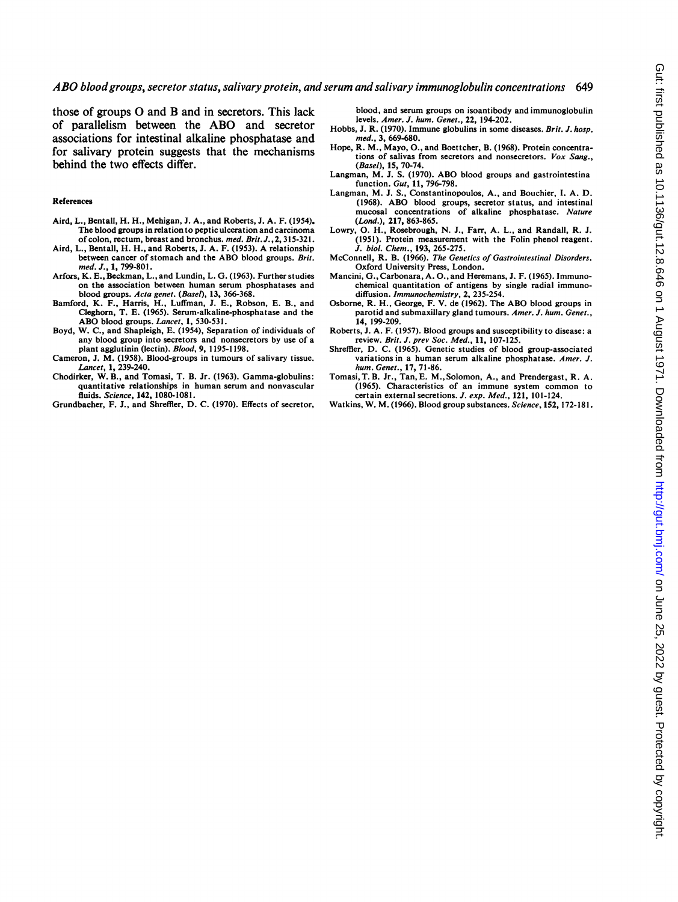those of groups O and B and in secretors. This lack of parallelism between the ABO and secretor associations for intestinal alkaline phosphatase and for salivary protein suggests that the mechanisms behind the two effects differ.

### References

Aird, L., Bentall, H. H., Mehigan, J. A., and Roberts, J. A. F. (1954). The blood groups in relation to peptic ulceration and carcinoma of colon, rectum, breast and bronchus. *med. Brit. J.*, **2**, 315-321.

Aird, L., Bentall, H. H., and Roberts, J. A. F. (1953). A relationship between cancer of stomach and the ABO blood groups. *Brit. med. J.*, **1**, 799-801.

Arfors, K. E., Beckman, L., and Lundin, L. G. (1963). Further studies on the association between human serum phosphatases and blood groups. *Acta genet. (Basel)*, **13**, 366-368.

Bamford, K. F., Harris, H., Luffman, J. E., Robson, E. B., and Cleghorn, T. E. (1965). Serum-alkaline-phosphatase and the ABO blood groups. *Lancet*, **1**, 530-531.

Boyd, W. C., and Shapleigh, E. (1954), Separation of individuals of any blood group into secretors and nonsecretors by use of a plant agglutinin (lectin). *Blood*, **9**, 1195-1198.

Cameron, J. M. (1958). Blood-groups in tumours of salivary tissue. *Lancet*, **1**, 239-240.

Chodirker, W. B., and Tomasi, T. B. Jr. (1963). Gamma-globulins: quantitative relationships in human serum and nonvascular fluids. *Science*, **142**, 1080-1081.

Grundbacher, F. J., and Shreffler, D. C. (1970). Effects of secretor, blood, and serum groups on isoantibody and immunoglobulin levels. *Amer. J. hum. Genet.*, **22**, 194-202.

Hobbs, J. R. (1970). Immune globulins in some diseases. *Brit. J. hosp. med.*, **3**, 669-680.

Hope, R. M., Mayo, O., and Boettcher, B. (1968). Protein concentrations of salivas from secretors and nonsecretors. *Vox Sang.*, *(Basel)*, **15**, 70-74.

Langman, M. J. S. (1970). ABO blood groups and gastrointestina function. *Gut*, **11**, 796-798.

Langman, M. J. S., Constantinopoulos, A., and Bouchier, I. A. D. (1968). ABO blood groups, secretor status, and intestinal mucosal concentrations of alkaline phosphatase. *Nature (Lond.)*, **217**, 863-865.

Lowry, O. H., Rosebrough, N. J., Farr, A. L., and Randall, R. J. (1951). Protein measurement with the Folin phenol reagent. *J. biol. Chem.*, **193**, 265-275.

McConnell, R. B. (1966). *The Genetics of Gastrointestinal Disorders*. Oxford University Press, London.

Mancini, G., Carbonara, A. O., and Heremans, J. F. (1965). Immunochemical quantitation of antigens by single radial immunodiffusion. *Immunochemistry*, **2**, 235-254.

Osborne, R. H., George, F. V. de (1962). The ABO blood groups in parotid and submaxillary gland tumours. *Amer. J. hum. Genet.*, **14**, 199-209.

Roberts, J. A. F. (1957). Blood groups and susceptibility to disease: a review. *Brit. J. prev Soc. Med.*, **11**, 107-125.

Shreffler, D. C. (1965). Genetic studies of blood group-associated variations in a human serum alkaline phosphatase. *Amer. J. hum. Genet.*, **17**, 71-86.

Tomasi, T. B. Jr., Tan, E. M., Solomon, A., and Prendergast, R. A. (1965). Characteristics of an immune system common to certain external secretions. *J. exp. Med.*, **121**, 101-124.

Watkins, W. M. (1966). Blood group substances. *Science*, **152**, 172-181.